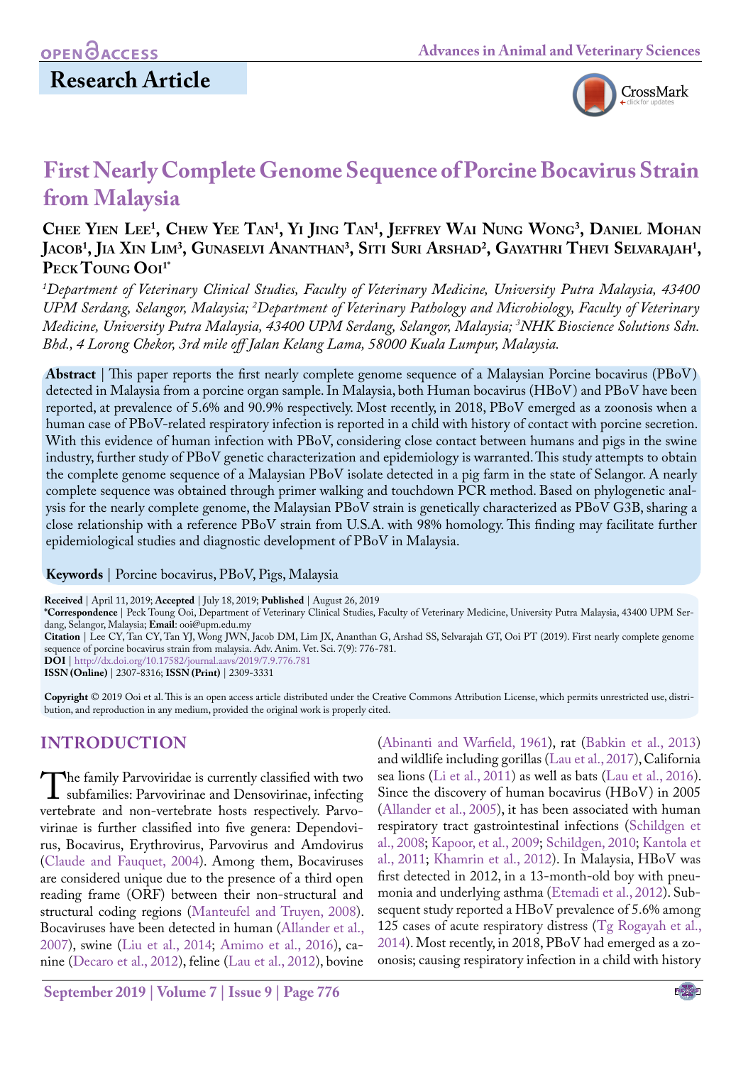Research Article

# First Nearly Complete Genome Sequence of Porcine Bocavirus Strain from Malaysia

**Chee Yien Lee[1], Chew Yee Tan[1], Yi Jing Tan[1], Jeffrey Wai Nung Wong[3], Daniel Mohan Jacob[1], Jia Xin Lim[3], Gunaselvi Ananthan[3], Siti Suri Arshad[2], Gayathri Thevi Selvarajah[1], Peck Toung Ooi[1*]**

*[1]Department of Veterinary Clinical Studies, Faculty of Veterinary Medicine, University Putra Malaysia, 43400 UPM Serdang, Selangor, Malaysia; [2]Department of Veterinary Pathology and Microbiology, Faculty of Veterinary Medicine, University Putra Malaysia, 43400 UPM Serdang, Selangor, Malaysia; [3]NHK Bioscience Solutions Sdn. Bhd., 4 Lorong Chekor, 3rd mile off Jalan Kelang Lama, 58000 Kuala Lumpur, Malaysia.*

**Abstract** | This paper reports the first nearly complete genome sequence of a Malaysian Porcine bocavirus (PBoV) detected in Malaysia from a porcine organ sample. In Malaysia, both Human bocavirus (HBoV) and PBoV have been reported, at prevalence of 5.6% and 90.9% respectively. Most recently, in 2018, PBoV emerged as a zoonosis when a human case of PBoV-related respiratory infection is reported in a child with history of contact with porcine secretion. With this evidence of human infection with PBoV, considering close contact between humans and pigs in the swine industry, further study of PBoV genetic characterization and epidemiology is warranted. This study attempts to obtain the complete genome sequence of a Malaysian PBoV isolate detected in a pig farm in the state of Selangor. A nearly complete sequence was obtained through primer walking and touchdown PCR method. Based on phylogenetic analysis for the nearly complete genome, the Malaysian PBoV strain is genetically characterized as PBoV G3B, sharing a close relationship with a reference PBoV strain from U.S.A. with 98% homology. This finding may facilitate further epidemiological studies and diagnostic development of PBoV in Malaysia.

**Keywords** | Porcine bocavirus, PBoV, Pigs, Malaysia

**Received** | April 11, 2019; **Accepted** | July 18, 2019; **Published** | August 26, 2019
**\*Correspondence** | Peck Toung Ooi, Department of Veterinary Clinical Studies, Faculty of Veterinary Medicine, University Putra Malaysia, 43400 UPM Serdang, Selangor, Malaysia; **Email**: ooi@upm.edu.my
**Citation** | Lee CY, Tan CY, Tan YJ, Wong JWN, Jacob DM, Lim JX, Ananthan G, Arshad SS, Selvarajah GT, Ooi PT (2019). First nearly complete genome sequence of porcine bocavirus strain from malaysia. Adv. Anim. Vet. Sci. 7(9): 776-781.
**DOI** | http://dx.doi.org/10.17582/journal.aavs/2019/7.9.776.781
**ISSN (Online)** | 2307-8316; **ISSN (Print)** | 2309-3331

**Copyright** © 2019 Ooi et al. This is an open access article distributed under the Creative Commons Attribution License, which permits unrestricted use, distribution, and reproduction in any medium, provided the original work is properly cited.

## INTRODUCTION

The family Parvoviridae is currently classified with two subfamilies: Parvovirinae and Densovirinae, infecting vertebrate and non-vertebrate hosts respectively. Parvovirinae is further classified into five genera: Dependovirus, Bocavirus, Erythrovirus, Parvovirus and Amdovirus (Claude and Fauquet, 2004). Among them, Bocaviruses are considered unique due to the presence of a third open reading frame (ORF) between their non-structural and structural coding regions (Manteufel and Truyen, 2008). Bocaviruses have been detected in human (Allander et al., 2007), swine (Liu et al., 2014; Amimo et al., 2016), canine (Decaro et al., 2012), feline (Lau et al., 2012), bovine (Abinanti and Warfield, 1961), rat (Babkin et al., 2013) and wildlife including gorillas (Lau et al., 2017), California sea lions (Li et al., 2011) as well as bats (Lau et al., 2016). Since the discovery of human bocavirus (HBoV) in 2005 (Allander et al., 2005), it has been associated with human respiratory tract gastrointestinal infections (Schildgen et al., 2008; Kapoor, et al., 2009; Schildgen, 2010; Kantola et al., 2011; Khamrin et al., 2012). In Malaysia, HBoV was first detected in 2012, in a 13-month-old boy with pneumonia and underlying asthma (Etemadi et al., 2012). Subsequent study reported a HBoV prevalence of 5.6% among 125 cases of acute respiratory distress (Tg Rogayah et al., 2014). Most recently, in 2018, PBoV had emerged as a zoonosis; causing respiratory infection in a child with history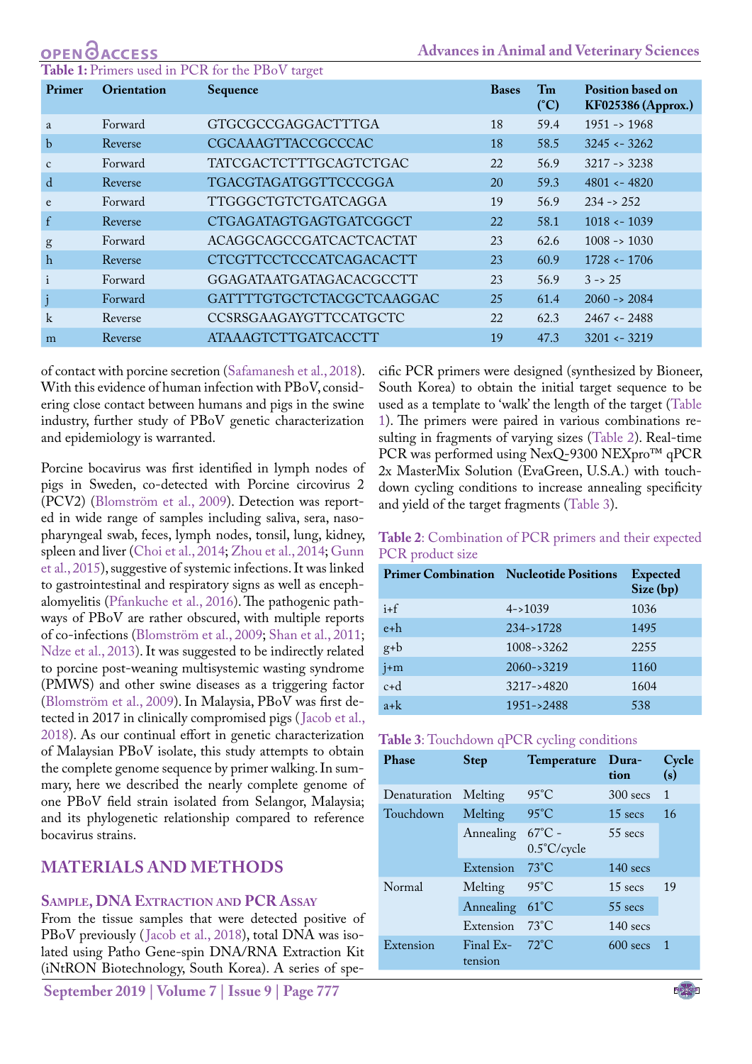**Table 1:** Primers used in PCR for the PBoV target

| Primer | Orientation | Sequence | Bases | Tm (°C) | Position based on KF025386 (Approx.) |
|---|---|---|---|---|---|
| a | Forward | GTGCGCCGAGGACTTTGA | 18 | 59.4 | 1951 -> 1968 |
| b | Reverse | CGCAAAGTTACCGCCCAC | 18 | 58.5 | 3245 <- 3262 |
| c | Forward | TATCGACTCTTTGCAGTCTGAC | 22 | 56.9 | 3217 -> 3238 |
| d | Reverse | TGACGTAGATGGTTCCCGGA | 20 | 59.3 | 4801 <- 4820 |
| e | Forward | TTGGGCTGTCTGATCAGGA | 19 | 56.9 | 234 -> 252 |
| f | Reverse | CTGAGATAGTGAGTGATCGGCT | 22 | 58.1 | 1018 <- 1039 |
| g | Forward | ACAGGCAGCCGATCACTCACTAT | 23 | 62.6 | 1008 -> 1030 |
| h | Reverse | CTCGTTCCTCCCATCAGACACTT | 23 | 60.9 | 1728 <- 1706 |
| i | Forward | GGAGATAATGATAGACACGCCTT | 23 | 56.9 | 3 -> 25 |
| j | Forward | GATTTTGTGCTCTACGCTCAAGGAC | 25 | 61.4 | 2060 -> 2084 |
| k | Reverse | CCSRSGAAGAYGTTCCATGCTC | 22 | 62.3 | 2467 <- 2488 |
| m | Reverse | ATAAAGTCTTGATCACCTT | 19 | 47.3 | 3201 <- 3219 |

of contact with porcine secretion (Safamanesh et al., 2018). With this evidence of human infection with PBoV, considering close contact between humans and pigs in the swine industry, further study of PBoV genetic characterization and epidemiology is warranted.

Porcine bocavirus was first identified in lymph nodes of pigs in Sweden, co-detected with Porcine circovirus 2 (PCV2) (Blomström et al., 2009). Detection was reported in wide range of samples including saliva, sera, nasopharyngeal swab, feces, lymph nodes, tonsil, lung, kidney, spleen and liver (Choi et al., 2014; Zhou et al., 2014; Gunn et al., 2015), suggestive of systemic infections. It was linked to gastrointestinal and respiratory signs as well as encephalomyelitis (Pfankuche et al., 2016). The pathogenic pathways of PBoV are rather obscured, with multiple reports of co-infections (Blomström et al., 2009; Shan et al., 2011; Ndze et al., 2013). It was suggested to be indirectly related to porcine post-weaning multisystemic wasting syndrome (PMWS) and other swine diseases as a triggering factor (Blomström et al., 2009). In Malaysia, PBoV was first detected in 2017 in clinically compromised pigs (Jacob et al., 2018). As our continual effort in genetic characterization of Malaysian PBoV isolate, this study attempts to obtain the complete genome sequence by primer walking. In summary, here we described the nearly complete genome of one PBoV field strain isolated from Selangor, Malaysia; and its phylogenetic relationship compared to reference bocavirus strains.

## MATERIALS AND METHODS

### Sample, DNA Extraction and PCR Assay

From the tissue samples that were detected positive of PBoV previously (Jacob et al., 2018), total DNA was isolated using Patho Gene-spin DNA/RNA Extraction Kit (iNtRON Biotechnology, South Korea). A series of specific PCR primers were designed (synthesized by Bioneer, South Korea) to obtain the initial target sequence to be used as a template to 'walk' the length of the target (Table 1). The primers were paired in various combinations resulting in fragments of varying sizes (Table 2). Real-time PCR was performed using NexQ-9300 NEXpro™ qPCR 2x MasterMix Solution (EvaGreen, U.S.A.) with touchdown cycling conditions to increase annealing specificity and yield of the target fragments (Table 3).

**Table 2**: Combination of PCR primers and their expected PCR product size

| Primer Combination | Nucleotide Positions | Expected Size (bp) |
|---|---|---|
| i+f | 4->1039 | 1036 |
| e+h | 234->1728 | 1495 |
| g+b | 1008->3262 | 2255 |
| j+m | 2060->3219 | 1160 |
| c+d | 3217->4820 | 1604 |
| a+k | 1951->2488 | 538 |

**Table 3**: Touchdown qPCR cycling conditions

| Phase | Step | Temperature | Duration | Cycle (s) |
|---|---|---|---|---|
| Denaturation | Melting | 95°C | 300 secs | 1 |
| Touchdown | Melting | 95°C | 15 secs | 16 |
| | Annealing | 67°C - 0.5°C/cycle | 55 secs | |
| | Extension | 73°C | 140 secs | |
| Normal | Melting | 95°C | 15 secs | 19 |
| | Annealing | 61°C | 55 secs | |
| | Extension | 73°C | 140 secs | |
| Extension | Final Extension | 72°C | 600 secs | 1 |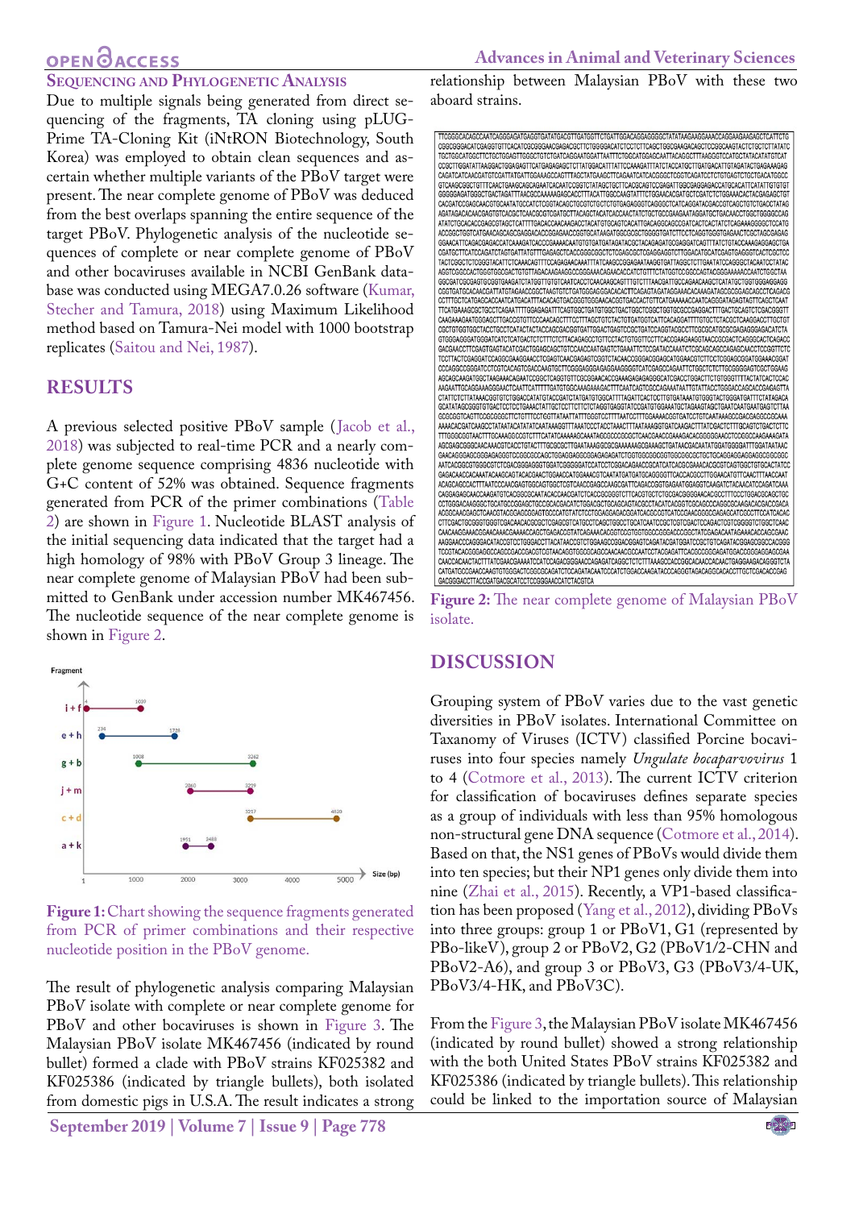## Sequencing and Phylogenetic Analysis

Due to multiple signals being generated from direct sequencing of the fragments, TA cloning using pLUG-Prime TA-Cloning Kit (iNtRON Biotechnology, South Korea) was employed to obtain clean sequences and ascertain whether multiple variants of the PBoV target were present. The near complete genome of PBoV was deduced from the best overlaps spanning the entire sequence of the target PBoV. Phylogenetic analysis of the nucleotide sequences of complete or near complete genome of PBoV and other bocaviruses available in NCBI GenBank database was conducted using MEGA7.0.26 software (Kumar, Stecher and Tamura, 2018) using Maximum Likelihood method based on Tamura-Nei model with 1000 bootstrap replicates (Saitou and Nei, 1987).

# RESULTS

A previous selected positive PBoV sample (Jacob et al., 2018) was subjected to real-time PCR and a nearly complete genome sequence comprising 4836 nucleotide with G+C content of 52% was obtained. Sequence fragments generated from PCR of the primer combinations (Table 2) are shown in Figure 1. Nucleotide BLAST analysis of the initial sequencing data indicated that the target had a high homology of 98% with PBoV Group 3 lineage. The near complete genome of Malaysian PBoV had been submitted to GenBank under accession number MK467456. The nucleotide sequence of the near complete genome is shown in Figure 2.

**Figure 1:** Chart showing the sequence fragments generated from PCR of primer combinations and their respective nucleotide position in the PBoV genome.

The result of phylogenetic analysis comparing Malaysian PBoV isolate with complete or near complete genome for PBoV and other bocaviruses is shown in Figure 3. The Malaysian PBoV isolate MK467456 (indicated by round bullet) formed a clade with PBoV strains KF025382 and KF025386 (indicated by triangle bullets), both isolated from domestic pigs in U.S.A. The result indicates a strong relationship between Malaysian PBoV with these two aboard strains.

**Figure 2:** The near complete genome of Malaysian PBoV isolate.

# DISCUSSION

Grouping system of PBoV varies due to the vast genetic diversities in PBoV isolates. International Committee on Taxonomy of Viruses (ICTV) classified Porcine bocaviruses into four species namely *Ungulate bocaparvovirus* 1 to 4 (Cotmore et al., 2013). The current ICTV criterion for classification of bocaviruses defines separate species as a group of individuals with less than 95% homologous non-structural gene DNA sequence (Cotmore et al., 2014). Based on that, the NS1 genes of PBoVs would divide them into ten species; but their NP1 genes only divide them into nine (Zhai et al., 2015). Recently, a VP1-based classification has been proposed (Yang et al., 2012), dividing PBoVs into three groups: group 1 or PBoV1, G1 (represented by PBo-likeV), group 2 or PBoV2, G2 (PBoV1/2-CHN and PBoV2-A6), and group 3 or PBoV3, G3 (PBoV3/4-UK, PBoV3/4-HK, and PBoV3C).

From the Figure 3, the Malaysian PBoV isolate MK467456 (indicated by round bullet) showed a strong relationship with the both United States PBoV strains KF025382 and KF025386 (indicated by triangle bullets). This relationship could be linked to the importation source of Malaysian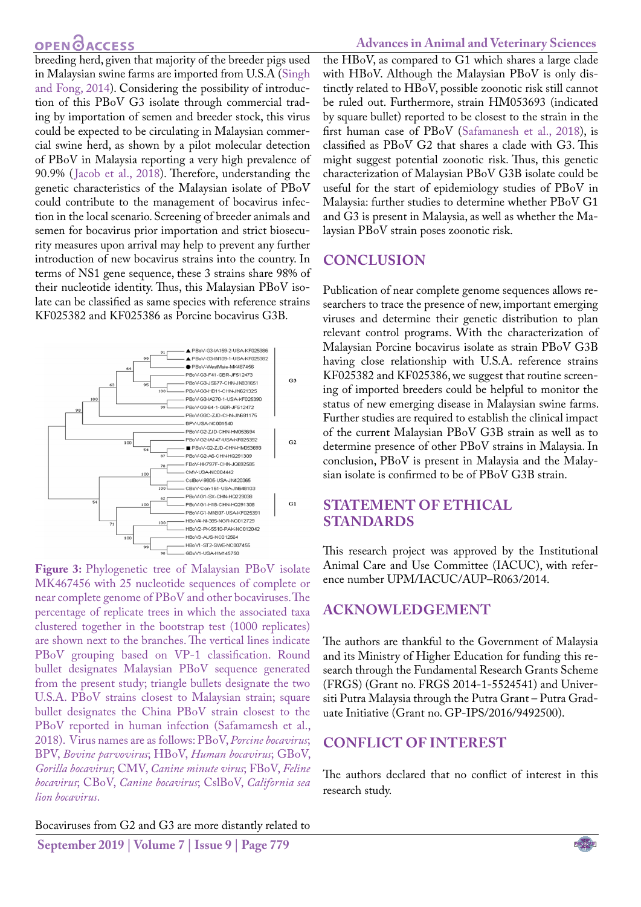breeding herd, given that majority of the breeder pigs used in Malaysian swine farms are imported from U.S.A (Singh and Fong, 2014). Considering the possibility of introduction of this PBoV G3 isolate through commercial trading by importation of semen and breeder stock, this virus could be expected to be circulating in Malaysian commercial swine herd, as shown by a pilot molecular detection of PBoV in Malaysia reporting a very high prevalence of 90.9% (Jacob et al., 2018). Therefore, understanding the genetic characteristics of the Malaysian isolate of PBoV could contribute to the management of bocavirus infection in the local scenario. Screening of breeder animals and semen for bocavirus prior importation and strict biosecurity measures upon arrival may help to prevent any further introduction of new bocavirus strains into the country. In terms of NS1 gene sequence, these 3 strains share 98% of their nucleotide identity. Thus, this Malaysian PBoV isolate can be classified as same species with reference strains KF025382 and KF025386 as Porcine bocavirus G3B.

**Figure 3:** Phylogenetic tree of Malaysian PBoV isolate MK467456 with 25 nucleotide sequences of complete or near complete genome of PBoV and other bocaviruses. The percentage of replicate trees in which the associated taxa clustered together in the bootstrap test (1000 replicates) are shown next to the branches. The vertical lines indicate PBoV grouping based on VP-1 classification. Round bullet designates Malaysian PBoV sequence generated from the present study; triangle bullets designate the two U.S.A. PBoV strains closest to Malaysian strain; square bullet designates the China PBoV strain closest to the PBoV reported in human infection (Safamamesh et al., 2018). Virus names are as follows: PBoV, *Porcine bocavirus*; BPV, *Bovine parvovirus*; HBoV, *Human bocavirus*; GBoV, *Gorilla bocavirus*; CMV, *Canine minute virus*; FBoV, *Feline bocavirus*; CBoV, *Canine bocavirus*; CslBoV, *California sea lion bocavirus*.

Bocaviruses from G2 and G3 are more distantly related to the HBoV, as compared to G1 which shares a large clade with HBoV. Although the Malaysian PBoV is only distinctly related to HBoV, possible zoonotic risk still cannot be ruled out. Furthermore, strain HM053693 (indicated by square bullet) reported to be closest to the strain in the first human case of PBoV (Safamanesh et al., 2018), is classified as PBoV G2 that shares a clade with G3. This might suggest potential zoonotic risk. Thus, this genetic characterization of Malaysian PBoV G3B isolate could be useful for the start of epidemiology studies of PBoV in Malaysia: further studies to determine whether PBoV G1 and G3 is present in Malaysia, as well as whether the Malaysian PBoV strain poses zoonotic risk.

## CONCLUSION

Publication of near complete genome sequences allows researchers to trace the presence of new, important emerging viruses and determine their genetic distribution to plan relevant control programs. With the characterization of Malaysian Porcine bocavirus isolate as strain PBoV G3B having close relationship with U.S.A. reference strains KF025382 and KF025386, we suggest that routine screening of imported breeders could be helpful to monitor the status of new emerging disease in Malaysian swine farms. Further studies are required to establish the clinical impact of the current Malaysian PBoV G3B strain as well as to determine presence of other PBoV strains in Malaysia. In conclusion, PBoV is present in Malaysia and the Malaysian isolate is confirmed to be of PBoV G3B strain.

## STATEMENT OF ETHICAL STANDARDS

This research project was approved by the Institutional Animal Care and Use Committee (IACUC), with reference number UPM/IACUC/AUP–R063/2014.

## ACKNOWLEDGEMENT

The authors are thankful to the Government of Malaysia and its Ministry of Higher Education for funding this research through the Fundamental Research Grants Scheme (FRGS) (Grant no. FRGS 2014-1-5524541) and Universiti Putra Malaysia through the Putra Grant – Putra Graduate Initiative (Grant no. GP-IPS/2016/9492500).

## CONFLICT OF INTEREST

The authors declared that no conflict of interest in this research study.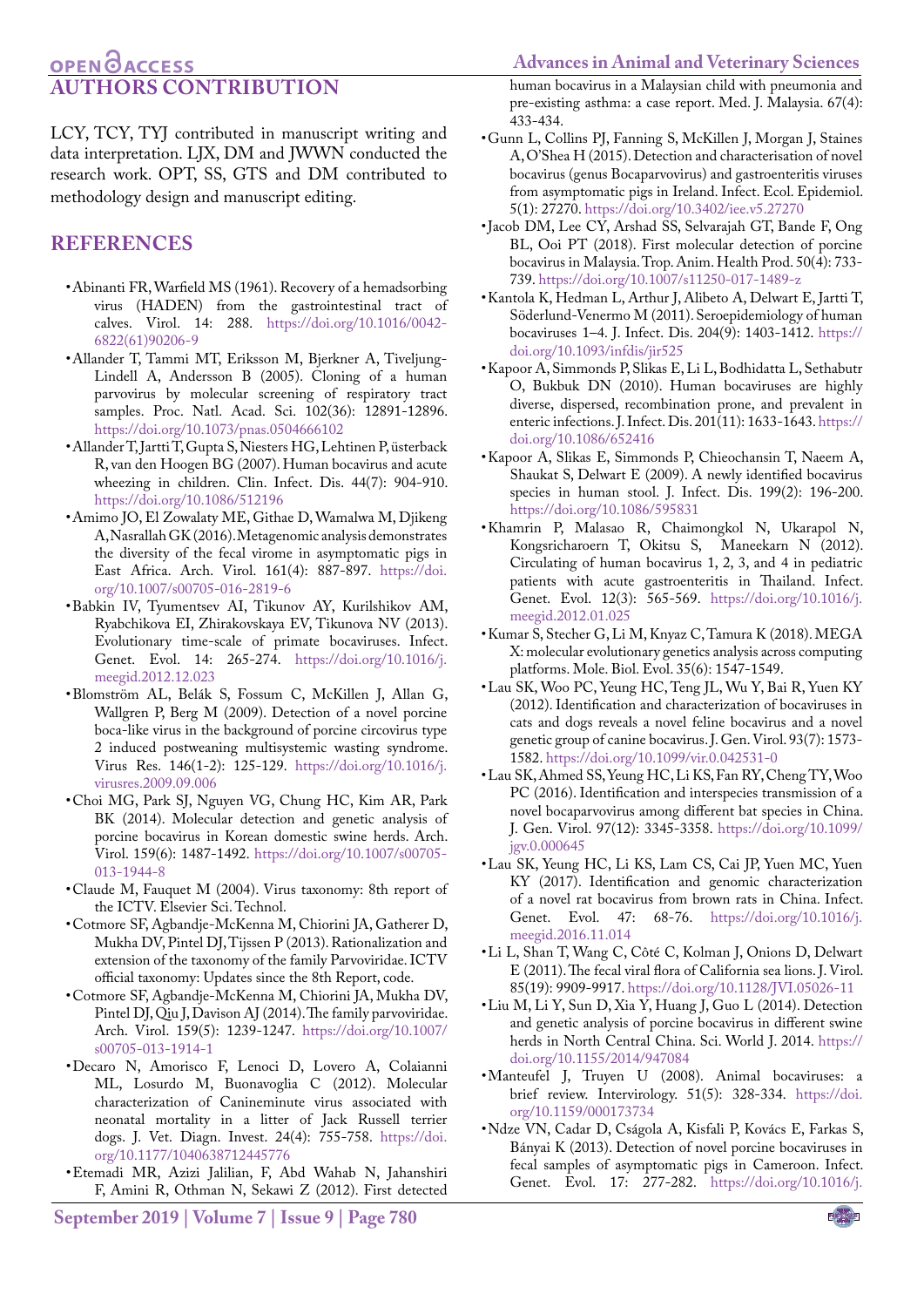## AUTHORS CONTRIBUTION

LCY, TCY, TYJ contributed in manuscript writing and data interpretation. LJX, DM and JWWN conducted the research work. OPT, SS, GTS and DM contributed to methodology design and manuscript editing.

## REFERENCES

- Abinanti FR, Warfield MS (1961). Recovery of a hemadsorbing virus (HADEN) from the gastrointestinal tract of calves. Virol. 14: 288. https://doi.org/10.1016/0042-6822(61)90206-9
- Allander T, Tammi MT, Eriksson M, Bjerkner A, Tiveljung-Lindell A, Andersson B (2005). Cloning of a human parvovirus by molecular screening of respiratory tract samples. Proc. Natl. Acad. Sci. 102(36): 12891-12896. https://doi.org/10.1073/pnas.0504666102
- Allander T, Jartti T, Gupta S, Niesters HG, Lehtinen P, üsterback R, van den Hoogen BG (2007). Human bocavirus and acute wheezing in children. Clin. Infect. Dis. 44(7): 904-910. https://doi.org/10.1086/512196
- Amimo JO, El Zowalaty ME, Githae D, Wamalwa M, Djikeng A, Nasrallah GK (2016). Metagenomic analysis demonstrates the diversity of the fecal virome in asymptomatic pigs in East Africa. Arch. Virol. 161(4): 887-897. https://doi.org/10.1007/s00705-016-2819-6
- Babkin IV, Tyumentsev AI, Tikunov AY, Kurilshikov AM, Ryabchikova EI, Zhirakovskaya EV, Tikunova NV (2013). Evolutionary time-scale of primate bocaviruses. Infect. Genet. Evol. 14: 265-274. https://doi.org/10.1016/j.meegid.2012.12.023
- Blomström AL, Belák S, Fossum C, McKillen J, Allan G, Wallgren P, Berg M (2009). Detection of a novel porcine boca-like virus in the background of porcine circovirus type 2 induced postweaning multisystemic wasting syndrome. Virus Res. 146(1-2): 125-129. https://doi.org/10.1016/j.virusres.2009.09.006
- Choi MG, Park SJ, Nguyen VG, Chung HC, Kim AR, Park BK (2014). Molecular detection and genetic analysis of porcine bocavirus in Korean domestic swine herds. Arch. Virol. 159(6): 1487-1492. https://doi.org/10.1007/s00705-013-1944-8
- Claude M, Fauquet M (2004). Virus taxonomy: 8th report of the ICTV. Elsevier Sci. Technol.
- Cotmore SF, Agbandje-McKenna M, Chiorini JA, Gatherer D, Mukha DV, Pintel DJ, Tijssen P (2013). Rationalization and extension of the taxonomy of the family Parvoviridae. ICTV official taxonomy: Updates since the 8th Report, code.
- Cotmore SF, Agbandje-McKenna M, Chiorini JA, Mukha DV, Pintel DJ, Qiu J, Davison AJ (2014). The family parvoviridae. Arch. Virol. 159(5): 1239-1247. https://doi.org/10.1007/s00705-013-1914-1
- Decaro N, Amorisco F, Lenoci D, Lovero A, Colaianni ML, Losurdo M, Buonavoglia C (2012). Molecular characterization of Canineminute virus associated with neonatal mortality in a litter of Jack Russell terrier dogs. J. Vet. Diagn. Invest. 24(4): 755-758. https://doi.org/10.1177/1040638712445776
- Etemadi MR, Azizi Jalilian, F, Abd Wahab N, Jahanshiri F, Amini R, Othman N, Sekawi Z (2012). First detected human bocavirus in a Malaysian child with pneumonia and pre-existing asthma: a case report. Med. J. Malaysia. 67(4): 433-434.
- Gunn L, Collins PJ, Fanning S, McKillen J, Morgan J, Staines A, O'Shea H (2015). Detection and characterisation of novel bocavirus (genus Bocaparvovirus) and gastroenteritis viruses from asymptomatic pigs in Ireland. Infect. Ecol. Epidemiol. 5(1): 27270. https://doi.org/10.3402/iee.v5.27270
- Jacob DM, Lee CY, Arshad SS, Selvarajah GT, Bande F, Ong BL, Ooi PT (2018). First molecular detection of porcine bocavirus in Malaysia. Trop. Anim. Health Prod. 50(4): 733-739. https://doi.org/10.1007/s11250-017-1489-z
- Kantola K, Hedman L, Arthur J, Alibeto A, Delwart E, Jartti T, Söderlund-Venermo M (2011). Seroepidemiology of human bocaviruses 1–4. J. Infect. Dis. 204(9): 1403-1412. https://doi.org/10.1093/infdis/jir525
- Kapoor A, Simmonds P, Slikas E, Li L, Bodhidatta L, Sethabutr O, Bukbuk DN (2010). Human bocaviruses are highly diverse, dispersed, recombination prone, and prevalent in enteric infections. J. Infect. Dis. 201(11): 1633-1643. https://doi.org/10.1086/652416
- Kapoor A, Slikas E, Simmonds P, Chieochansin T, Naeem A, Shaukat S, Delwart E (2009). A newly identified bocavirus species in human stool. J. Infect. Dis. 199(2): 196-200. https://doi.org/10.1086/595831
- Khamrin P, Malasao R, Chaimongkol N, Ukarapol N, Kongsricharoern T, Okitsu S, Maneekarn N (2012). Circulating of human bocavirus 1, 2, 3, and 4 in pediatric patients with acute gastroenteritis in Thailand. Infect. Genet. Evol. 12(3): 565-569. https://doi.org/10.1016/j.meegid.2012.01.025
- Kumar S, Stecher G, Li M, Knyaz C, Tamura K (2018). MEGA X: molecular evolutionary genetics analysis across computing platforms. Mole. Biol. Evol. 35(6): 1547-1549.
- Lau SK, Woo PC, Yeung HC, Teng JL, Wu Y, Bai R, Yuen KY (2012). Identification and characterization of bocaviruses in cats and dogs reveals a novel feline bocavirus and a novel genetic group of canine bocavirus. J. Gen. Virol. 93(7): 1573-1582. https://doi.org/10.1099/vir.0.042531-0
- Lau SK, Ahmed SS, Yeung HC, Li KS, Fan RY, Cheng TY, Woo PC (2016). Identification and interspecies transmission of a novel bocaparvovirus among different bat species in China. J. Gen. Virol. 97(12): 3345-3358. https://doi.org/10.1099/jgv.0.000645
- Lau SK, Yeung HC, Li KS, Lam CS, Cai JP, Yuen MC, Yuen KY (2017). Identification and genomic characterization of a novel rat bocavirus from brown rats in China. Infect. Genet. Evol. 47: 68-76. https://doi.org/10.1016/j.meegid.2016.11.014
- Li L, Shan T, Wang C, Côté C, Kolman J, Onions D, Delwart E (2011). The fecal viral flora of California sea lions. J. Virol. 85(19): 9909-9917. https://doi.org/10.1128/JVI.05026-11
- Liu M, Li Y, Sun D, Xia Y, Huang J, Guo L (2014). Detection and genetic analysis of porcine bocavirus in different swine herds in North Central China. Sci. World J. 2014. https://doi.org/10.1155/2014/947084
- Manteufel J, Truyen U (2008). Animal bocaviruses: a brief review. Intervirology. 51(5): 328-334. https://doi.org/10.1159/000173734
- Ndze VN, Cadar D, Cságola A, Kisfali P, Kovács E, Farkas S, Bányai K (2013). Detection of novel porcine bocaviruses in fecal samples of asymptomatic pigs in Cameroon. Infect. Genet. Evol. 17: 277-282. https://doi.org/10.1016/j.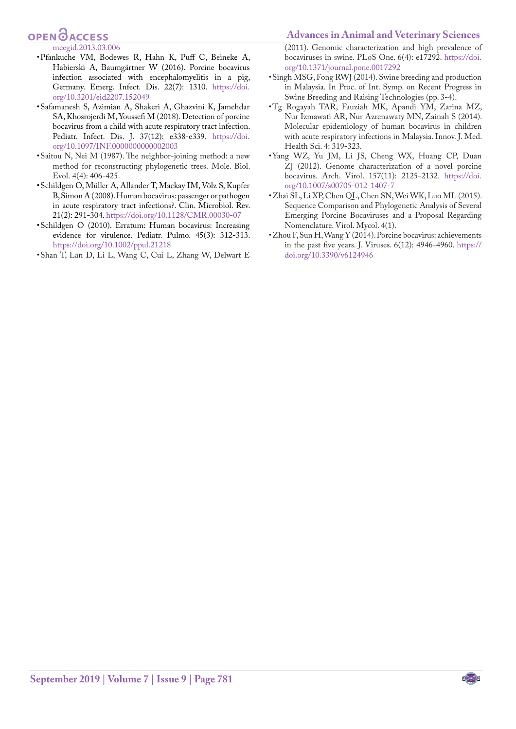meegid.2013.03.006

- Pfankuche VM, Bodewes R, Hahn K, Puff C, Beineke A, Habierski A, Baumgärtner W (2016). Porcine bocavirus infection associated with encephalomyelitis in a pig, Germany. Emerg. Infect. Dis. 22(7): 1310. https://doi.org/10.3201/eid2207.152049
- Safamanesh S, Azimian A, Shakeri A, Ghazvini K, Jamehdar SA, Khosrojerdi M, Youssefi M (2018). Detection of porcine bocavirus from a child with acute respiratory tract infection. Pediatr. Infect. Dis. J. 37(12): e338-e339. https://doi.org/10.1097/INF.0000000000002003
- Saitou N, Nei M (1987). The neighbor-joining method: a new method for reconstructing phylogenetic trees. Mole. Biol. Evol. 4(4): 406-425.
- Schildgen O, Müller A, Allander T, Mackay IM, Völz S, Kupfer B, Simon A (2008). Human bocavirus: passenger or pathogen in acute respiratory tract infections?. Clin. Microbiol. Rev. 21(2): 291-304. https://doi.org/10.1128/CMR.00030-07
- Schildgen O (2010). Erratum: Human bocavirus: Increasing evidence for virulence. Pediatr. Pulmo. 45(3): 312-313. https://doi.org/10.1002/ppul.21218
- Shan T, Lan D, Li L, Wang C, Cui L, Zhang W, Delwart E (2011). Genomic characterization and high prevalence of bocaviruses in swine. PLoS One. 6(4): e17292. https://doi.org/10.1371/journal.pone.0017292
- Singh MSG, Fong RWJ (2014). Swine breeding and production in Malaysia. In Proc. of Int. Symp. on Recent Progress in Swine Breeding and Raising Technologies (pp. 3-4).
- Tg Rogayah TAR, Fauziah MK, Apandi YM, Zarina MZ, Nur Izmawati AR, Nur Azrenawaty MN, Zainah S (2014). Molecular epidemiology of human bocavirus in children with acute respiratory infections in Malaysia. Innov. J. Med. Health Sci. 4: 319-323.
- Yang WZ, Yu JM, Li JS, Cheng WX, Huang CP, Duan ZJ (2012). Genome characterization of a novel porcine bocavirus. Arch. Virol. 157(11): 2125-2132. https://doi.org/10.1007/s00705-012-1407-7
- Zhai SL, Li XP, Chen QL, Chen SN, Wei WK, Luo ML (2015). Sequence Comparison and Phylogenetic Analysis of Several Emerging Porcine Bocaviruses and a Proposal Regarding Nomenclature. Virol. Mycol. 4(1).
- Zhou F, Sun H, Wang Y (2014). Porcine bocavirus: achievements in the past five years. J. Viruses. 6(12): 4946-4960. https://doi.org/10.3390/v6124946